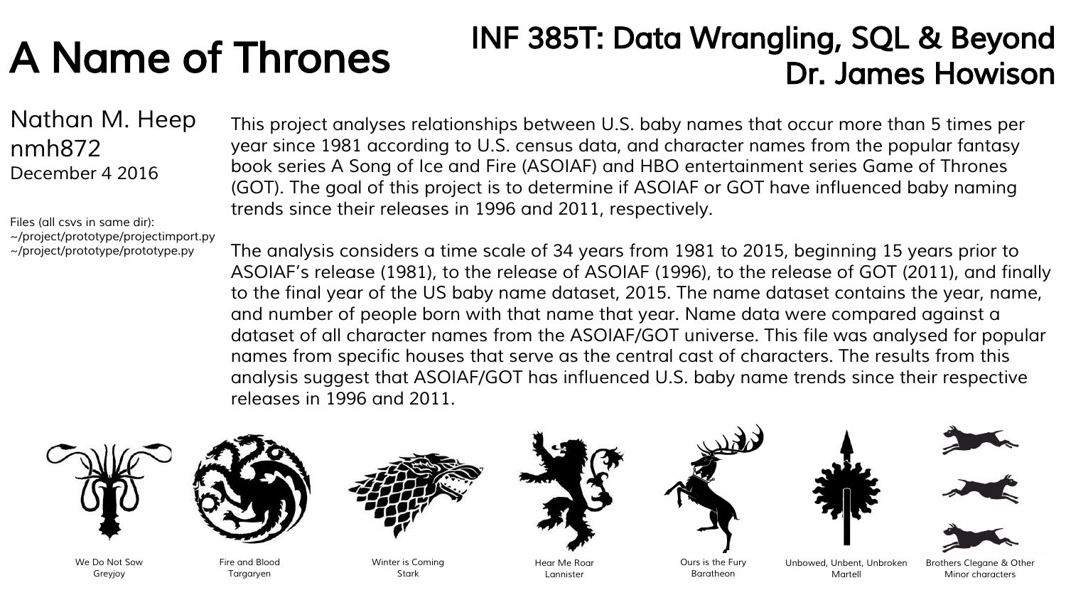# A Name of Thrones

## INF 385T: Data Wrangling, SQL & Beyond
## Dr. James Howison

Nathan M. Heep
nmh872
December 4 2016

Files (all csvs in same dir):
~/project/prototype/projectimport.py
~/project/prototype/prototype.py

This project analyses relationships between U.S. baby names that occur more than 5 times per year since 1981 according to U.S. census data, and character names from the popular fantasy book series A Song of Ice and Fire (ASOIAF) and HBO entertainment series Game of Thrones (GOT). The goal of this project is to determine if ASOIAF or GOT have influenced baby naming trends since their releases in 1996 and 2011, respectively.

The analysis considers a time scale of 34 years from 1981 to 2015, beginning 15 years prior to ASOIAF's release (1981), to the release of ASOIAF (1996), to the release of GOT (2011), and finally to the final year of the US baby name dataset, 2015. The name dataset contains the year, name, and number of people born with that name that year. Name data were compared against a dataset of all character names from the ASOIAF/GOT universe. This file was analysed for popular names from specific houses that serve as the central cast of characters. The results from this analysis suggest that ASOIAF/GOT has influenced U.S. baby name trends since their respective releases in 1996 and 2011.

We Do Not Sow
Greyjoy

Fire and Blood
Targaryen

Winter is Coming
Stark

Hear Me Roar
Lannister

Ours is the Fury
Baratheon

Unbowed, Unbent, Unbroken
Martell

Brothers Clegane & Other
Minor characters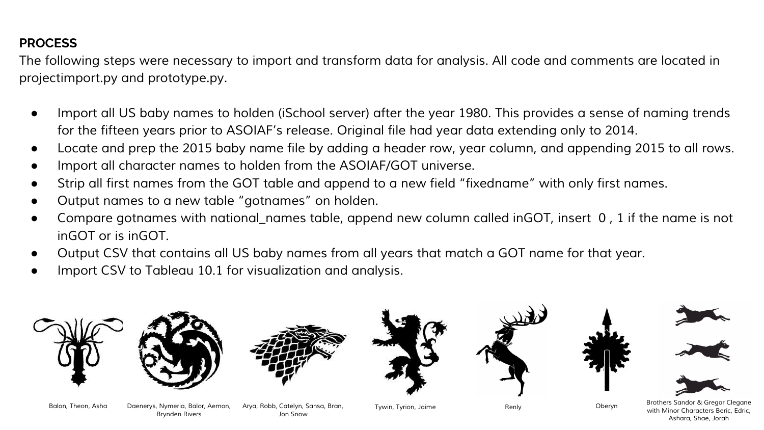**PROCESS**

The following steps were necessary to import and transform data for analysis. All code and comments are located in projectimport.py and prototype.py.

- Import all US baby names to holden (iSchool server) after the year 1980. This provides a sense of naming trends for the fifteen years prior to ASOIAF's release. Original file had year data extending only to 2014.
- Locate and prep the 2015 baby name file by adding a header row, year column, and appending 2015 to all rows.
- Import all character names to holden from the ASOIAF/GOT universe.
- Strip all first names from the GOT table and append to a new field "fixedname" with only first names.
- Output names to a new table "gotnames" on holden.
- Compare gotnames with national_names table, append new column called inGOT, insert 0 , 1 if the name is not inGOT or is inGOT.
- Output CSV that contains all US baby names from all years that match a GOT name for that year.
- Import CSV to Tableau 10.1 for visualization and analysis.

Balon, Theon, Asha

Daenerys, Nymeria, Balor, Aemon, Brynden Rivers

Arya, Robb, Catelyn, Sansa, Bran, Jon Snow

Tywin, Tyrion, Jaime

Renly

Oberyn

Brothers Sandor & Gregor Clegane with Minor Characters Beric, Edric, Ashara, Shae, Jorah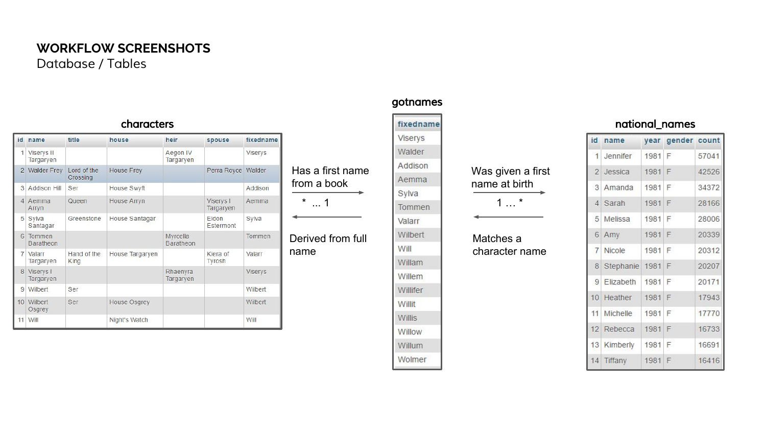# WORKFLOW SCREENSHOTS

Database / Tables

### characters

| id | name | title | house | heir | spouse | fixedname |
|---|---|---|---|---|---|---|
| 1 | Viserys II Targaryen | | | Aegon IV Targaryen | | Viserys |
| 2 | Walder Frey | Lord of the Crossing | House Frey | | Perra Royce | Walder |
| 3 | Addison Hill | Ser | House Swyft | | | Addison |
| 4 | Aemma Arryn | Queen | House Arryn | | Viserys I Targaryen | Aemma |
| 5 | Sylva Santagar | Greenstone | House Santagar | | Eldon Estermont | Sylva |
| 6 | Tommen Baratheon | | | Myrcella Baratheon | | Tommen |
| 7 | Valarr Targaryen | Hand of the King | House Targaryen | | Kiera of Tyrosh | Valarr |
| 8 | Viserys I Targaryen | | | Rhaenyra Targaryen | | Viserys |
| 9 | Wilbert | Ser | | | | Wilbert |
| 10 | Wilbert Osgrey | Ser | House Osgrey | | | Wilbert |
| 11 | Will | | Night's Watch | | | Will |

Has a first name from a book

\* ... 1

Derived from full name

### gotnames

| fixedname |
|---|
| Viserys |
| Walder |
| Addison |
| Aemma |
| Sylva |
| Tommen |
| Valarr |
| Wilbert |
| Will |
| Willam |
| Willem |
| Willifer |
| Willit |
| Willis |
| Willow |
| Willum |
| Wolmer |

Was given a first name at birth

1 … *

Matches a character name

### national_names

| id | name | year | gender | count |
|---|---|---|---|---|
| 1 | Jennifer | 1981 | F | 57041 |
| 2 | Jessica | 1981 | F | 42526 |
| 3 | Amanda | 1981 | F | 34372 |
| 4 | Sarah | 1981 | F | 28166 |
| 5 | Melissa | 1981 | F | 28006 |
| 6 | Amy | 1981 | F | 20339 |
| 7 | Nicole | 1981 | F | 20312 |
| 8 | Stephanie | 1981 | F | 20207 |
| 9 | Elizabeth | 1981 | F | 20171 |
| 10 | Heather | 1981 | F | 17943 |
| 11 | Michelle | 1981 | F | 17770 |
| 12 | Rebecca | 1981 | F | 16733 |
| 13 | Kimberly | 1981 | F | 16691 |
| 14 | Tiffany | 1981 | F | 16416 |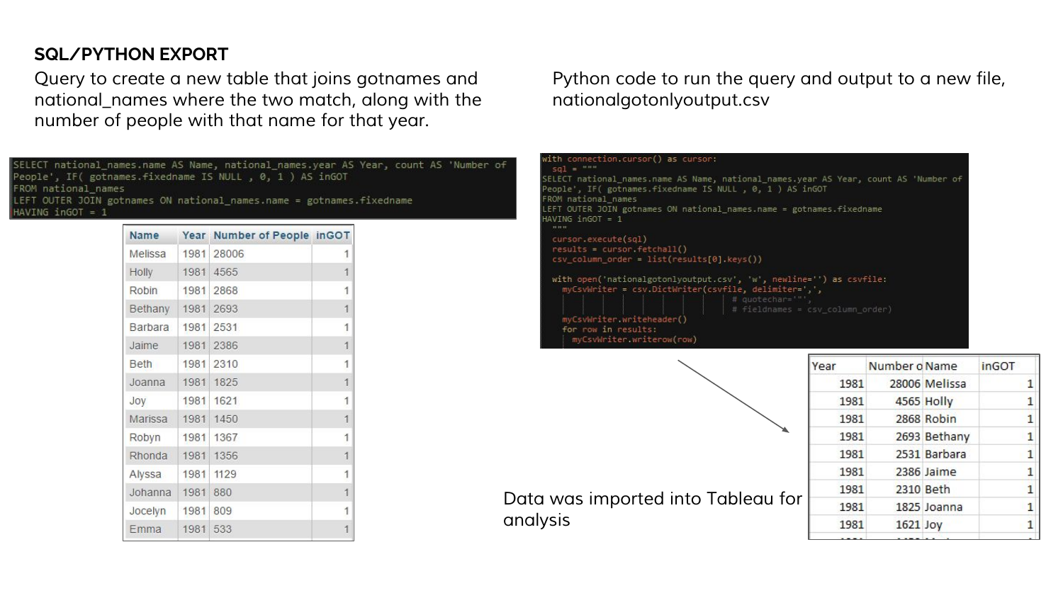## SQL/PYTHON EXPORT

Query to create a new table that joins gotnames and national_names where the two match, along with the number of people with that name for that year.

```
SELECT national_names.name AS Name, national_names.year AS Year, count AS 'Number of People', IF( gotnames.fixedname IS NULL , 0, 1 ) AS inGOT
FROM national_names
LEFT OUTER JOIN gotnames ON national_names.name = gotnames.fixedname
HAVING inGOT = 1
```

| Name | Year | Number of People | inGOT |
|---|---|---|---|
| Melissa | 1981 | 28006 | 1 |
| Holly | 1981 | 4565 | 1 |
| Robin | 1981 | 2868 | 1 |
| Bethany | 1981 | 2693 | 1 |
| Barbara | 1981 | 2531 | 1 |
| Jaime | 1981 | 2386 | 1 |
| Beth | 1981 | 2310 | 1 |
| Joanna | 1981 | 1825 | 1 |
| Joy | 1981 | 1621 | 1 |
| Marissa | 1981 | 1450 | 1 |
| Robyn | 1981 | 1367 | 1 |
| Rhonda | 1981 | 1356 | 1 |
| Alyssa | 1981 | 1129 | 1 |
| Johanna | 1981 | 880 | 1 |
| Jocelyn | 1981 | 809 | 1 |
| Emma | 1981 | 533 | 1 |

Python code to run the query and output to a new file, nationalgotonlyoutput.csv

```
with connection.cursor() as cursor:
  sql = """
SELECT national_names.name AS Name, national_names.year AS Year, count AS 'Number of People', IF( gotnames.fixedname IS NULL , 0, 1 ) AS inGOT
FROM national_names
LEFT OUTER JOIN gotnames ON national_names.name = gotnames.fixedname
HAVING inGOT = 1
  """
  cursor.execute(sql)
  results = cursor.fetchall()
  csv_column_order = list(results[0].keys())

  with open('nationalgotonlyoutput.csv', 'w', newline='') as csvfile:
    myCsvWriter = csv.DictWriter(csvfile, delimiter=',',
                                 # quotechar='"',
                                 # fieldnames = csv_column_order)
    myCsvWriter.writeheader()
    for row in results:
      myCsvWriter.writerow(row)
```

| Year | Number o | Name | inGOT |
|---|---|---|---|
| 1981 | 28006 | Melissa | 1 |
| 1981 | 4565 | Holly | 1 |
| 1981 | 2868 | Robin | 1 |
| 1981 | 2693 | Bethany | 1 |
| 1981 | 2531 | Barbara | 1 |
| 1981 | 2386 | Jaime | 1 |
| 1981 | 2310 | Beth | 1 |
| 1981 | 1825 | Joanna | 1 |
| 1981 | 1621 | Joy | 1 |

Data was imported into Tableau for analysis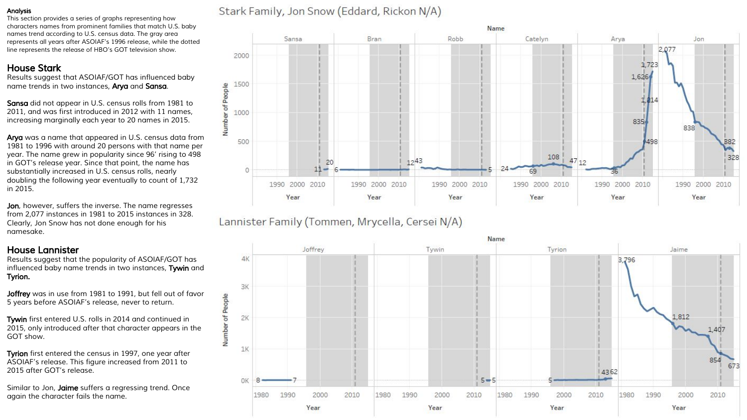**Analysis**
This section provides a series of graphs representing how characters names from prominent families that match U.S. baby names trend according to U.S. census data. The gray area represents all years after ASOIAF's 1996 release, while the dotted line represents the release of HBO's GOT television show.

## House Stark

Results suggest that ASOIAF/GOT has influenced baby name trends in two instances, **Arya** and **Sansa**.

**Sansa** did not appear in U.S. census rolls from 1981 to 2011, and was first introduced in 2012 with 11 names, increasing marginally each year to 20 names in 2015.

**Arya** was a name that appeared in U.S. census data from 1981 to 1996 with around 20 persons with that name per year. The name grew in popularity since 96' rising to 498 in GOT's release year. Since that point, the name has substantially increased in U.S. census rolls, nearly doubling the following year eventually to count of 1,732 in 2015.

**Jon**, however, suffers the inverse. The name regresses from 2,077 instances in 1981 to 2015 instances in 328. Clearly, Jon Snow has not done enough for his namesake.

## House Lannister

Results suggest that the popularity of ASOIAF/GOT has influenced baby name trends in two instances, **Tywin** and **Tyrion.**

**Joffrey** was in use from 1981 to 1991, but fell out of favor 5 years before ASOIAF's release, never to return.

**Tywin** first entered U.S. rolls in 2014 and continued in 2015, only introduced after that character appears in the GOT show.

**Tyrion** first entered the census in 1997, one year after ASOIAF's release. This figure increased from 2011 to 2015 after GOT's release.

Similar to Jon, **Jaime** suffers a regressing trend. Once again the character fails the name.

Stark Family, Jon Snow (Eddard, Rickon N/A)

Lannister Family (Tommen, Mrycella, Cersei N/A)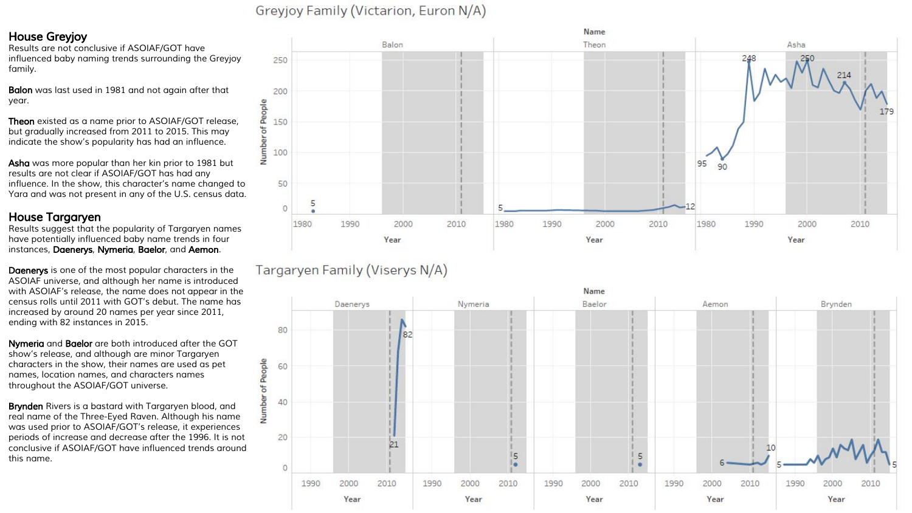## House Greyjoy

Results are not conclusive if ASOIAF/GOT have influenced baby naming trends surrounding the Greyjoy family.

**Balon** was last used in 1981 and not again after that year.

**Theon** existed as a name prior to ASOIAF/GOT release, but gradually increased from 2011 to 2015. This may indicate the show's popularity has had an influence.

**Asha** was more popular than her kin prior to 1981 but results are not clear if ASOIAF/GOT has had any influence. In the show, this character's name changed to Yara and was not present in any of the U.S. census data.

## House Targaryen

Results suggest that the popularity of Targaryen names have potentially influenced baby name trends in four instances, **Daenerys**, **Nymeria**, **Baelor**, and **Aemon**.

**Daenerys** is one of the most popular characters in the ASOIAF universe, and although her name is introduced with ASOIAF's release, the name does not appear in the census rolls until 2011 with GOT's debut. The name has increased by around 20 names per year since 2011, ending with 82 instances in 2015.

**Nymeria** and **Baelor** are both introduced after the GOT show's release, and although are minor Targaryen characters in the show, their names are used as pet names, location names, and characters names throughout the ASOIAF/GOT universe.

**Brynden** Rivers is a bastard with Targaryen blood, and real name of the Three-Eyed Raven. Although his name was used prior to ASOIAF/GOT's release, it experiences periods of increase and decrease after the 1996. It is not conclusive if ASOIAF/GOT have influenced trends around this name.

Greyjoy Family (Victarion, Euron N/A)

Targaryen Family (Viserys N/A)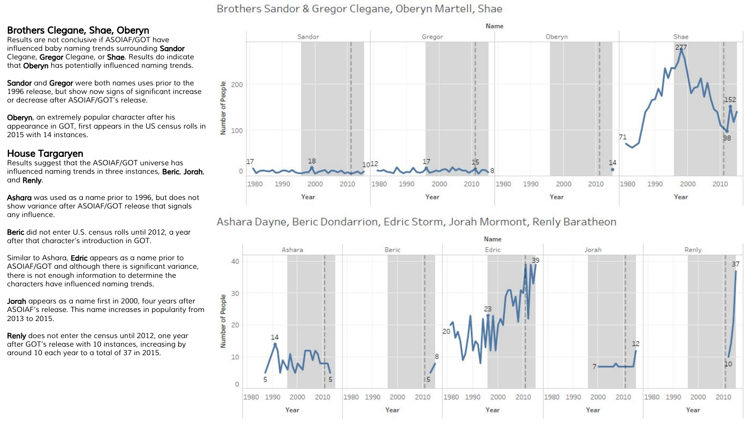## Brothers Clegane, Shae, Oberyn

Results are not conclusive if ASOIAF/GOT have influenced baby naming trends surrounding **Sandor** Clegane, **Gregor** Clegane, or **Shae**. Results do indicate that **Oberyn** has potentially influenced naming trends.

**Sandor** and **Gregor** were both names uses prior to the 1996 release, but show now signs of significant increase or decrease after ASOIAF/GOT's release.

**Oberyn**, an extremely popular character after his appearance in GOT, first appears in the US census rolls in 2015 with 14 instances.

## House Targaryen

Results suggest that the ASOIAF/GOT universe has influenced naming trends in three instances, **Beric**, **Jorah**, and **Renly**.

**Ashara** was used as a name prior to 1996, but does not show variance after ASOIAF/GOT release that signals any influence.

**Beric** did not enter U.S. census rolls until 2012, a year after that character's introduction in GOT.

Similar to Ashara, **Edric** appears as a name prior to ASOIAF/GOT and although there is significant variance, there is not enough information to determine the characters have influenced naming trends.

**Jorah** appears as a name first in 2000, four years after ASOIAF's release. This name increases in popularity from 2013 to 2015.

**Renly** does not enter the census until 2012, one year after GOT's release with 10 instances, increasing by around 10 each year to a total of 37 in 2015.

Brothers Sandor & Gregor Clegane, Oberyn Martell, Shae

Ashara Dayne, Beric Dondarrion, Edric Storm, Jorah Mormont, Renly Baratheon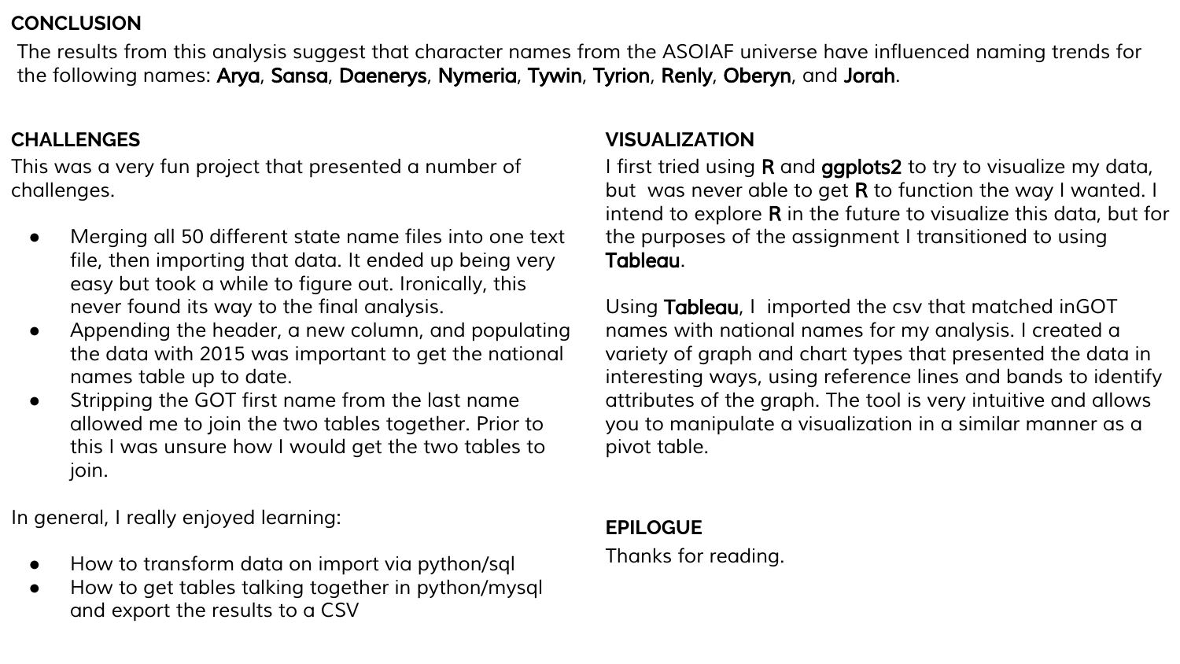## CONCLUSION

The results from this analysis suggest that character names from the ASOIAF universe have influenced naming trends for the following names: **Arya**, **Sansa**, **Daenerys**, **Nymeria**, **Tywin**, **Tyrion**, **Renly**, **Oberyn**, and **Jorah**.

## CHALLENGES

This was a very fun project that presented a number of challenges.

- Merging all 50 different state name files into one text file, then importing that data. It ended up being very easy but took a while to figure out. Ironically, this never found its way to the final analysis.
- Appending the header, a new column, and populating the data with 2015 was important to get the national names table up to date.
- Stripping the GOT first name from the last name allowed me to join the two tables together. Prior to this I was unsure how I would get the two tables to join.

In general, I really enjoyed learning:

- How to transform data on import via python/sql
- How to get tables talking together in python/mysql and export the results to a CSV

## VISUALIZATION

I first tried using **R** and **ggplots2** to try to visualize my data, but was never able to get **R** to function the way I wanted. I intend to explore **R** in the future to visualize this data, but for the purposes of the assignment I transitioned to using **Tableau**.

Using **Tableau**, I imported the csv that matched inGOT names with national names for my analysis. I created a variety of graph and chart types that presented the data in interesting ways, using reference lines and bands to identify attributes of the graph. The tool is very intuitive and allows you to manipulate a visualization in a similar manner as a pivot table.

## EPILOGUE

Thanks for reading.